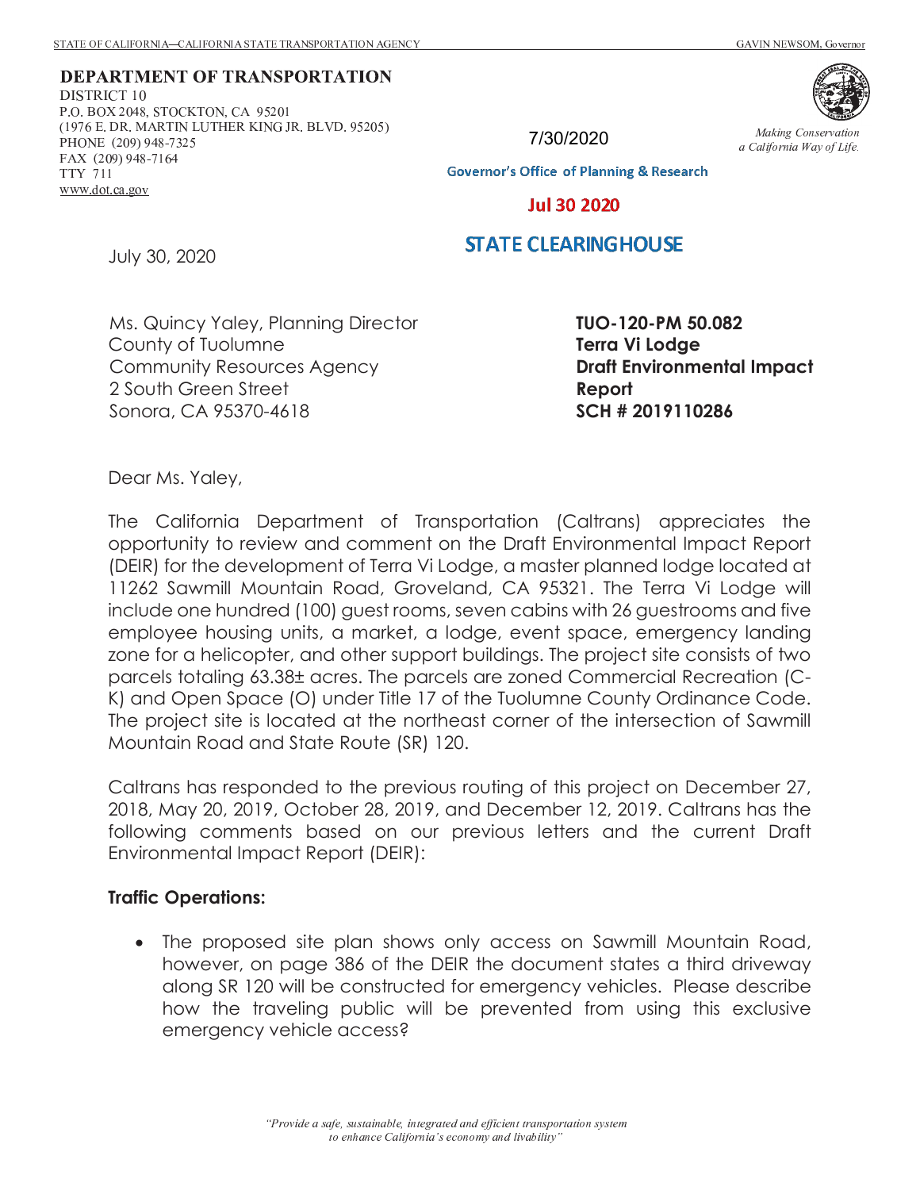STATE OF CALIFORNIA—CALIFORNIA STATE TRANSPORTATION AGENCY GAVIN NEWSOM, Governor

**DEPARTMENT OF TRANSPORTATION**
DISTRICT 10
P.O. BOX 2048, STOCKTON, CA 95201
(1976 E. DR. MARTIN LUTHER KING JR. BLVD. 95205)
PHONE (209) 948-7325
FAX (209) 948-7164
TTY 711
www.dot.ca.gov

*Making Conservation a California Way of Life.*

7/30/2020

Governor's Office of Planning & Research

Jul 30 2020

STATE CLEARINGHOUSE

July 30, 2020

Ms. Quincy Yaley, Planning Director
County of Tuolumne
Community Resources Agency
2 South Green Street
Sonora, CA 95370-4618

**TUO-120-PM 50.082**
**Terra Vi Lodge**
**Draft Environmental Impact Report**
**SCH # 2019110286**

Dear Ms. Yaley,

The California Department of Transportation (Caltrans) appreciates the opportunity to review and comment on the Draft Environmental Impact Report (DEIR) for the development of Terra Vi Lodge, a master planned lodge located at 11262 Sawmill Mountain Road, Groveland, CA 95321. The Terra Vi Lodge will include one hundred (100) guest rooms, seven cabins with 26 guestrooms and five employee housing units, a market, a lodge, event space, emergency landing zone for a helicopter, and other support buildings. The project site consists of two parcels totaling 63.38± acres. The parcels are zoned Commercial Recreation (C-K) and Open Space (O) under Title 17 of the Tuolumne County Ordinance Code. The project site is located at the northeast corner of the intersection of Sawmill Mountain Road and State Route (SR) 120.

Caltrans has responded to the previous routing of this project on December 27, 2018, May 20, 2019, October 28, 2019, and December 12, 2019. Caltrans has the following comments based on our previous letters and the current Draft Environmental Impact Report (DEIR):

**Traffic Operations:**

- The proposed site plan shows only access on Sawmill Mountain Road, however, on page 386 of the DEIR the document states a third driveway along SR 120 will be constructed for emergency vehicles. Please describe how the traveling public will be prevented from using this exclusive emergency vehicle access?

*"Provide a safe, sustainable, integrated and efficient transportation system to enhance California's economy and livability"*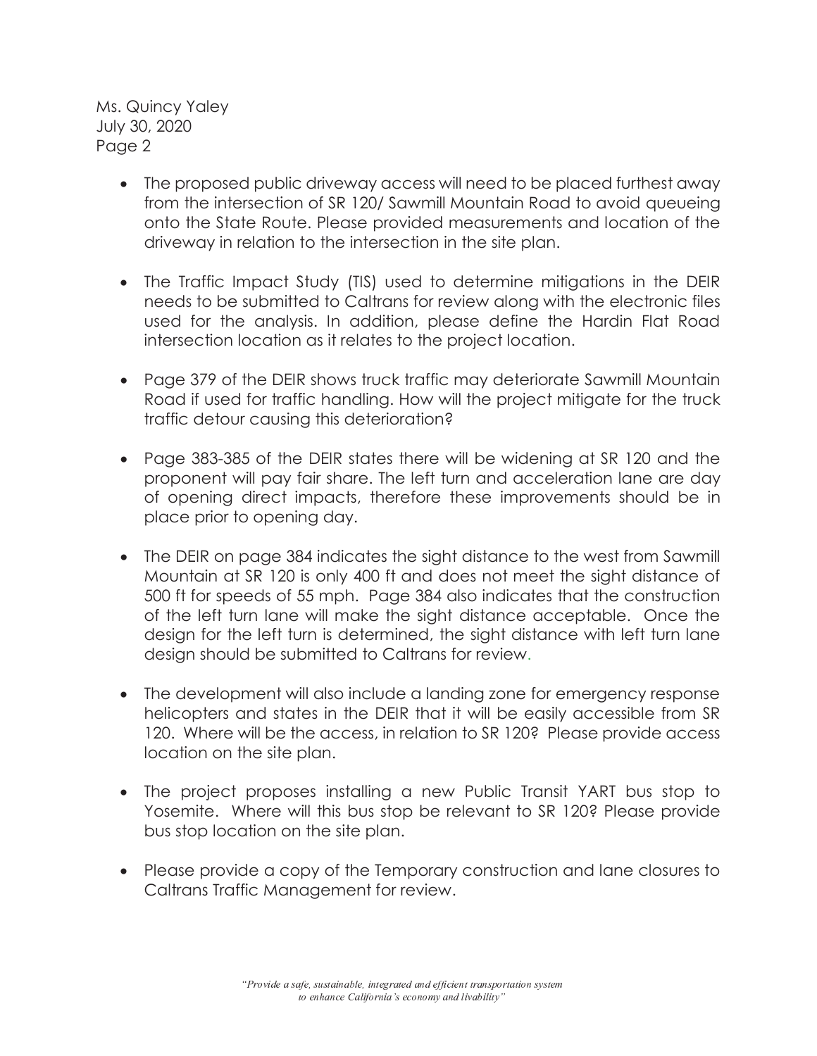- The proposed public driveway access will need to be placed furthest away from the intersection of SR 120/ Sawmill Mountain Road to avoid queueing onto the State Route. Please provided measurements and location of the driveway in relation to the intersection in the site plan.

- The Traffic Impact Study (TIS) used to determine mitigations in the DEIR needs to be submitted to Caltrans for review along with the electronic files used for the analysis. In addition, please define the Hardin Flat Road intersection location as it relates to the project location.

- Page 379 of the DEIR shows truck traffic may deteriorate Sawmill Mountain Road if used for traffic handling. How will the project mitigate for the truck traffic detour causing this deterioration?

- Page 383-385 of the DEIR states there will be widening at SR 120 and the proponent will pay fair share. The left turn and acceleration lane are day of opening direct impacts, therefore these improvements should be in place prior to opening day.

- The DEIR on page 384 indicates the sight distance to the west from Sawmill Mountain at SR 120 is only 400 ft and does not meet the sight distance of 500 ft for speeds of 55 mph. Page 384 also indicates that the construction of the left turn lane will make the sight distance acceptable. Once the design for the left turn is determined, the sight distance with left turn lane design should be submitted to Caltrans for review.

- The development will also include a landing zone for emergency response helicopters and states in the DEIR that it will be easily accessible from SR 120. Where will be the access, in relation to SR 120? Please provide access location on the site plan.

- The project proposes installing a new Public Transit YART bus stop to Yosemite. Where will this bus stop be relevant to SR 120? Please provide bus stop location on the site plan.

- Please provide a copy of the Temporary construction and lane closures to Caltrans Traffic Management for review.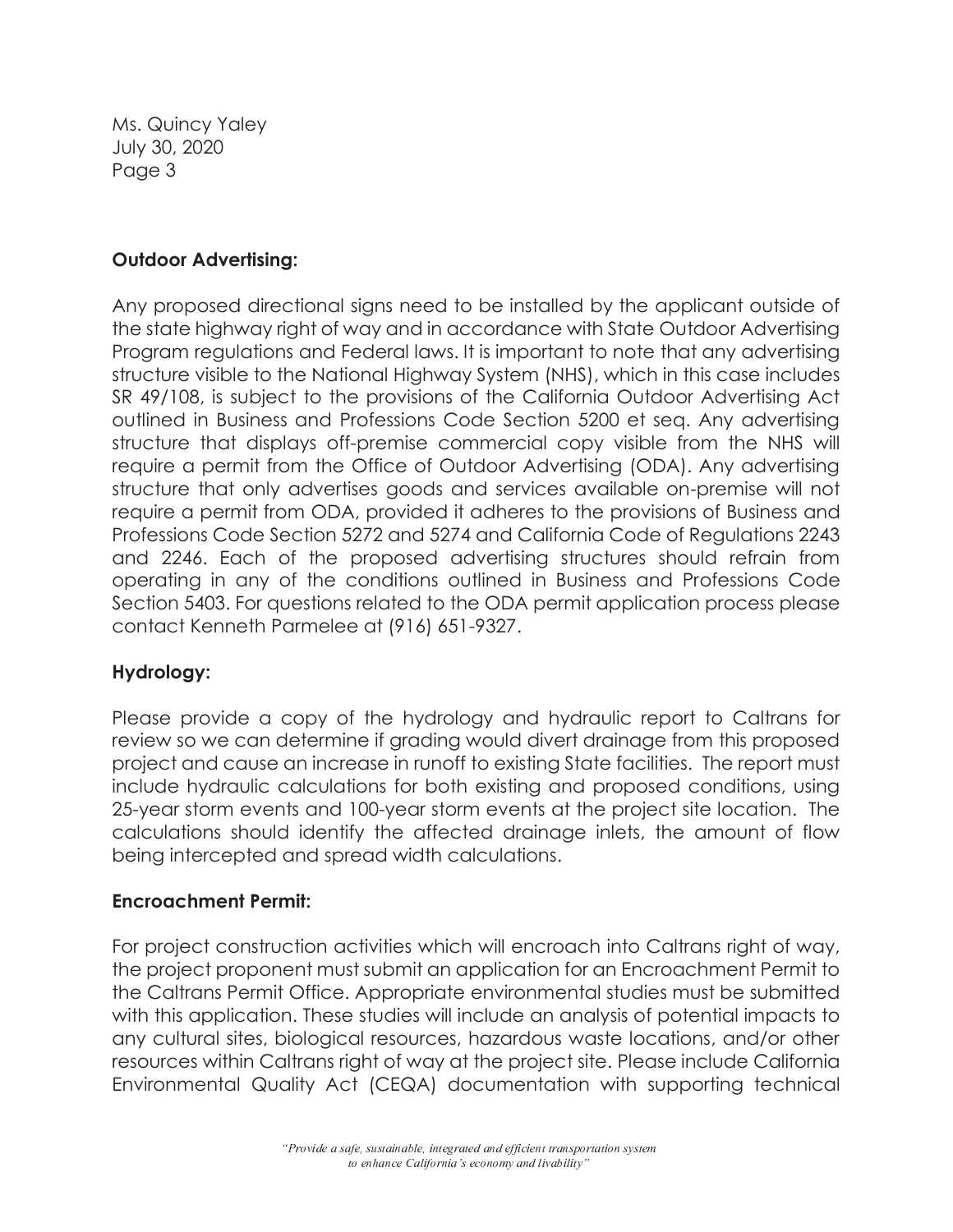Ms. Quincy Yaley
July 30, 2020

**Outdoor Advertising:**

Any proposed directional signs need to be installed by the applicant outside of the state highway right of way and in accordance with State Outdoor Advertising Program regulations and Federal laws. It is important to note that any advertising structure visible to the National Highway System (NHS), which in this case includes SR 49/108, is subject to the provisions of the California Outdoor Advertising Act outlined in Business and Professions Code Section 5200 et seq. Any advertising structure that displays off-premise commercial copy visible from the NHS will require a permit from the Office of Outdoor Advertising (ODA). Any advertising structure that only advertises goods and services available on-premise will not require a permit from ODA, provided it adheres to the provisions of Business and Professions Code Section 5272 and 5274 and California Code of Regulations 2243 and 2246. Each of the proposed advertising structures should refrain from operating in any of the conditions outlined in Business and Professions Code Section 5403. For questions related to the ODA permit application process please contact Kenneth Parmelee at (916) 651-9327.

**Hydrology:**

Please provide a copy of the hydrology and hydraulic report to Caltrans for review so we can determine if grading would divert drainage from this proposed project and cause an increase in runoff to existing State facilities. The report must include hydraulic calculations for both existing and proposed conditions, using 25-year storm events and 100-year storm events at the project site location. The calculations should identify the affected drainage inlets, the amount of flow being intercepted and spread width calculations.

**Encroachment Permit:**

For project construction activities which will encroach into Caltrans right of way, the project proponent must submit an application for an Encroachment Permit to the Caltrans Permit Office. Appropriate environmental studies must be submitted with this application. These studies will include an analysis of potential impacts to any cultural sites, biological resources, hazardous waste locations, and/or other resources within Caltrans right of way at the project site. Please include California Environmental Quality Act (CEQA) documentation with supporting technical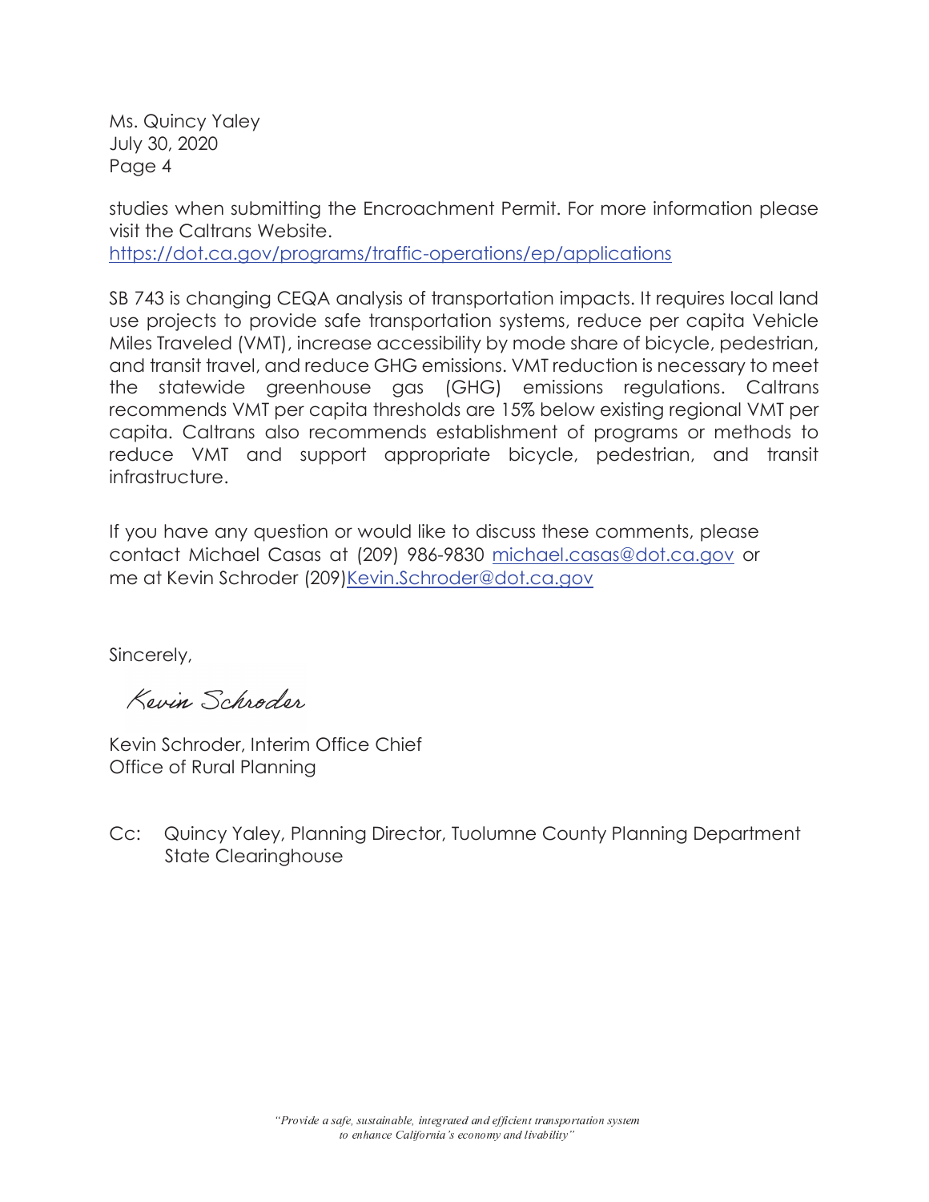Ms. Quincy Yaley
July 30, 2020
Page 4

studies when submitting the Encroachment Permit. For more information please visit the Caltrans Website.
https://dot.ca.gov/programs/traffic-operations/ep/applications

SB 743 is changing CEQA analysis of transportation impacts. It requires local land use projects to provide safe transportation systems, reduce per capita Vehicle Miles Traveled (VMT), increase accessibility by mode share of bicycle, pedestrian, and transit travel, and reduce GHG emissions. VMT reduction is necessary to meet the statewide greenhouse gas (GHG) emissions regulations. Caltrans recommends VMT per capita thresholds are 15% below existing regional VMT per capita. Caltrans also recommends establishment of programs or methods to reduce VMT and support appropriate bicycle, pedestrian, and transit infrastructure.

If you have any question or would like to discuss these comments, please contact Michael Casas at (209) 986-9830 michael.casas@dot.ca.gov or me at Kevin Schroder (209)Kevin.Schroder@dot.ca.gov

Sincerely,

Kevin Schroder

Kevin Schroder, Interim Office Chief
Office of Rural Planning

Cc: Quincy Yaley, Planning Director, Tuolumne County Planning Department
State Clearinghouse

*"Provide a safe, sustainable, integrated and efficient transportation system to enhance California's economy and livability"*